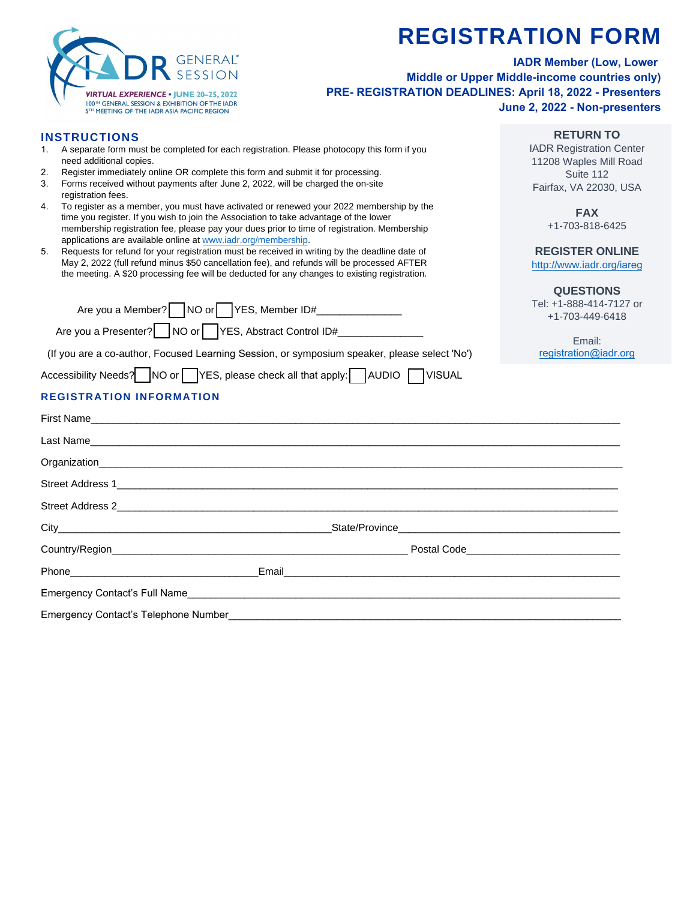IADR GENERAL® SESSION

VIRTUAL EXPERIENCE • JUNE 20–25, 2022
100TH GENERAL SESSION & EXHIBITION OF THE IADR
5TH MEETING OF THE IADR ASIA PACIFIC REGION

# REGISTRATION FORM

**IADR Member (Low, Lower Middle or Upper Middle-income countries only)**
**PRE- REGISTRATION DEADLINES: April 18, 2022 - Presenters**
**June 2, 2022 - Non-presenters**

## INSTRUCTIONS

1. A separate form must be completed for each registration. Please photocopy this form if you need additional copies.
2. Register immediately online OR complete this form and submit it for processing.
3. Forms received without payments after June 2, 2022, will be charged the on-site registration fees.
4. To register as a member, you must have activated or renewed your 2022 membership by the time you register. If you wish to join the Association to take advantage of the lower membership registration fee, please pay your dues prior to time of registration. Membership applications are available online at www.iadr.org/membership.
5. Requests for refund for your registration must be received in writing by the deadline date of May 2, 2022 (full refund minus $50 cancellation fee), and refunds will be processed AFTER the meeting. A $20 processing fee will be deducted for any changes to existing registration.

**RETURN TO**
IADR Registration Center
11208 Waples Mill Road
Suite 112
Fairfax, VA 22030, USA

**FAX**
+1-703-818-6425

**REGISTER ONLINE**
http://www.iadr.org/iareg

**QUESTIONS**
Tel: +1-888-414-7127 or
+1-703-449-6418

Email:
registration@iadr.org

Are you a Member? ☐ NO or ☐ YES, Member ID#_______________

Are you a Presenter? ☐ NO or ☐ YES, Abstract Control ID#_______________

(If you are a co-author, Focused Learning Session, or symposium speaker, please select 'No')

Accessibility Needs? ☐ NO or ☐ YES, please check all that apply: ☐ AUDIO ☐ VISUAL

## REGISTRATION INFORMATION

First Name_______________________________________________

Last Name_______________________________________________

Organization_______________________________________________

Street Address 1_______________________________________________

Street Address 2_______________________________________________

City_________________________ State/Province_________________________

Country/Region_________________________ Postal Code_________________________

Phone_________________________ Email_________________________

Emergency Contact's Full Name_______________________________________________

Emergency Contact's Telephone Number_______________________________________________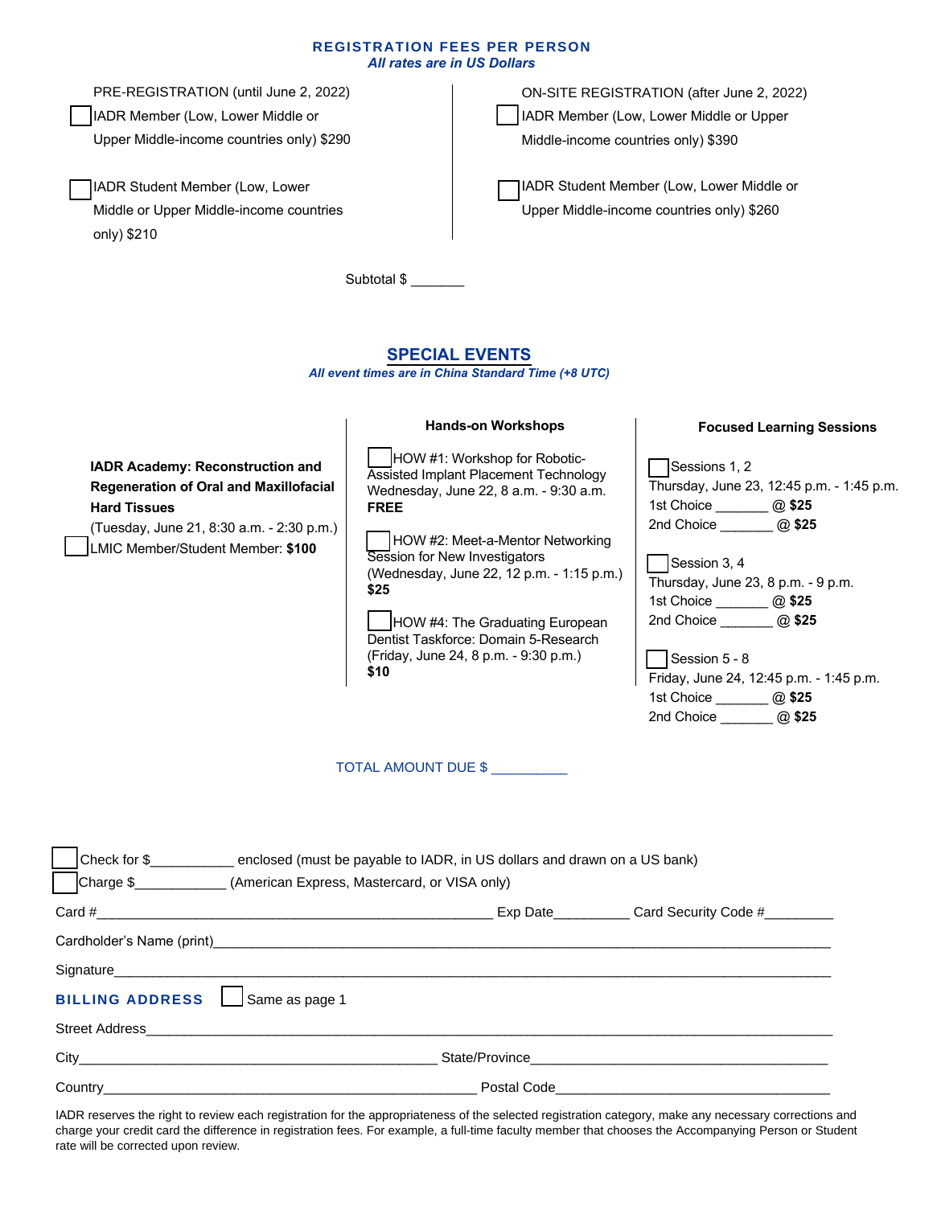## REGISTRATION FEES PER PERSON

*All rates are in US Dollars*

PRE-REGISTRATION (until June 2, 2022)

☐ IADR Member (Low, Lower Middle or Upper Middle-income countries only) $290

☐ IADR Student Member (Low, Lower Middle or Upper Middle-income countries only) $210

ON-SITE REGISTRATION (after June 2, 2022)

☐ IADR Member (Low, Lower Middle or Upper Middle-income countries only) $390

☐ IADR Student Member (Low, Lower Middle or Upper Middle-income countries only) $260

Subtotal $ _______

## SPECIAL EVENTS

*All event times are in China Standard Time (+8 UTC)*

**IADR Academy: Reconstruction and Regeneration of Oral and Maxillofacial Hard Tissues**

(Tuesday, June 21, 8:30 a.m. - 2:30 p.m.)

☐ LMIC Member/Student Member: **$100**

**Hands-on Workshops**

☐ HOW #1: Workshop for Robotic-Assisted Implant Placement Technology
Wednesday, June 22, 8 a.m. - 9:30 a.m.
**FREE**

☐ HOW #2: Meet-a-Mentor Networking Session for New Investigators
(Wednesday, June 22, 12 p.m. - 1:15 p.m.)
**$25**

☐ HOW #4: The Graduating European Dentist Taskforce: Domain 5-Research
(Friday, June 24, 8 p.m. - 9:30 p.m.)
**$10**

**Focused Learning Sessions**

☐ Sessions 1, 2
Thursday, June 23, 12:45 p.m. - 1:45 p.m.
1st Choice _______ @ **$25**
2nd Choice _______ @ **$25**

☐ Session 3, 4
Thursday, June 23, 8 p.m. - 9 p.m.
1st Choice _______ @ **$25**
2nd Choice _______ @ **$25**

☐ Session 5 - 8
Friday, June 24, 12:45 p.m. - 1:45 p.m.
1st Choice _______ @ **$25**
2nd Choice _______ @ **$25**

TOTAL AMOUNT DUE $ __________

☐ Check for $___________ enclosed (must be payable to IADR, in US dollars and drawn on a US bank)

☐ Charge $____________ (American Express, Mastercard, or VISA only)

Card #______________________________________________________ Exp Date__________ Card Security Code #_________

Cardholder's Name (print)______________________________________________________________________________

Signature_______________________________________________________________________________________

**BILLING ADDRESS** ☐ Same as page 1

Street Address___________________________________________________________________________________

City_______________________________________________ State/Province______________________________________

Country_______________________________________________ Postal Code____________________________________

IADR reserves the right to review each registration for the appropriateness of the selected registration category, make any necessary corrections and charge your credit card the difference in registration fees. For example, a full-time faculty member that chooses the Accompanying Person or Student rate will be corrected upon review.